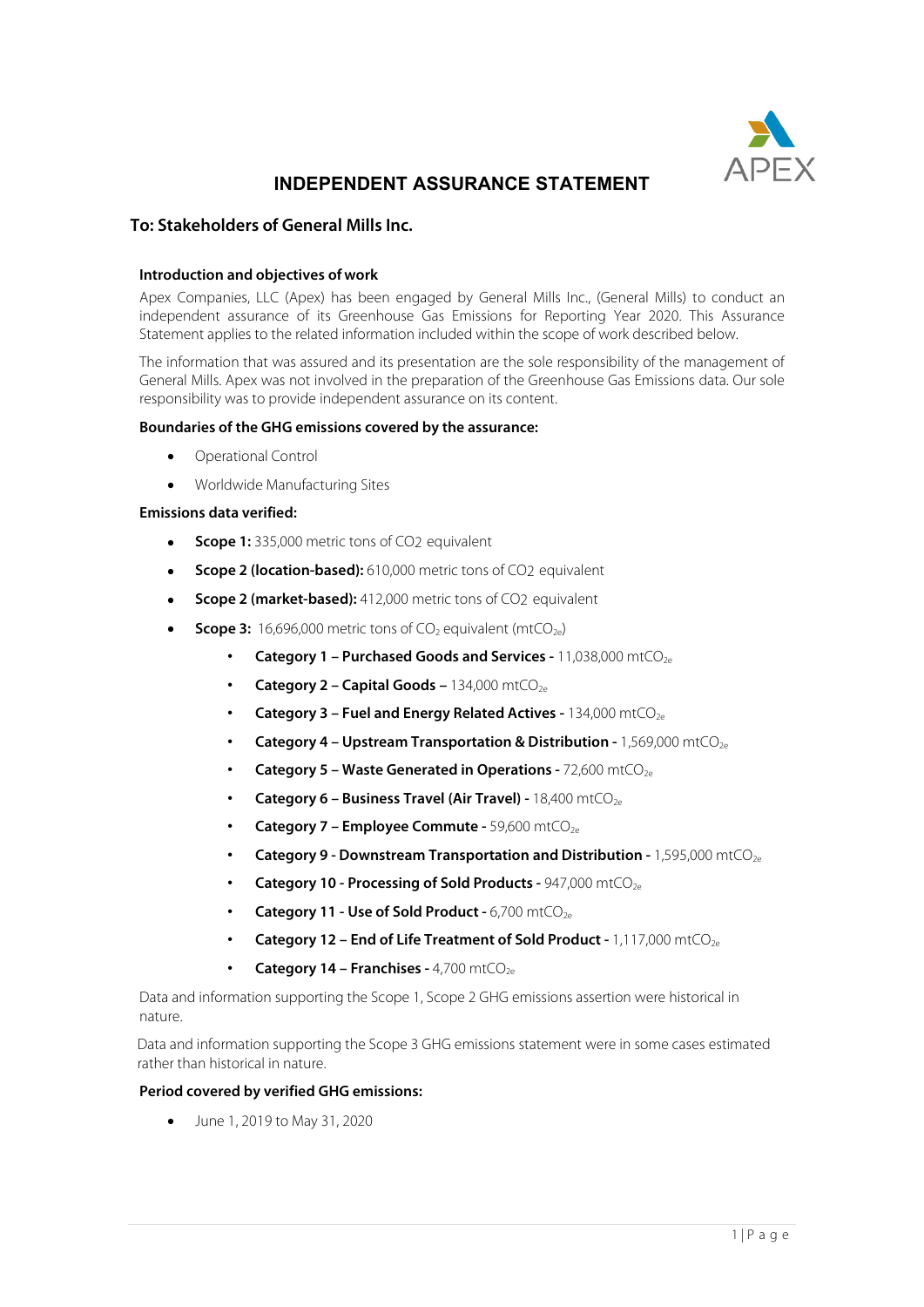# INDEPENDENT ASSURANCE STATEMENT

## To: Stakeholders of General Mills Inc.

### Introduction and objectives of work

Apex Companies, LLC (Apex) has been engaged by General Mills Inc., (General Mills) to conduct an independent assurance of its Greenhouse Gas Emissions for Reporting Year 2020. This Assurance Statement applies to the related information included within the scope of work described below.

The information that was assured and its presentation are the sole responsibility of the management of General Mills. Apex was not involved in the preparation of the Greenhouse Gas Emissions data. Our sole responsibility was to provide independent assurance on its content.

### Boundaries of the GHG emissions covered by the assurance:

- Operational Control
- Worldwide Manufacturing Sites

### Emissions data verified:

- **Scope 1:** 335,000 metric tons of $CO_2$ equivalent
- **Scope 2 (location-based):** 610,000 metric tons of $CO_2$ equivalent
- **Scope 2 (market-based):** 412,000 metric tons of $CO_2$ equivalent
- **Scope 3:** 16,696,000 metric tons of $CO_2$ equivalent ($mtCO_{2e}$)
  - **Category 1 – Purchased Goods and Services -** 11,038,000 $mtCO_{2e}$
  - **Category 2 – Capital Goods –** 134,000 $mtCO_{2e}$
  - **Category 3 – Fuel and Energy Related Actives -** 134,000 $mtCO_{2e}$
  - **Category 4 – Upstream Transportation & Distribution -** 1,569,000 $mtCO_{2e}$
  - **Category 5 – Waste Generated in Operations -** 72,600 $mtCO_{2e}$
  - **Category 6 – Business Travel (Air Travel) -** 18,400 $mtCO_{2e}$
  - **Category 7 – Employee Commute -** 59,600 $mtCO_{2e}$
  - **Category 9 - Downstream Transportation and Distribution -** 1,595,000 $mtCO_{2e}$
  - **Category 10 - Processing of Sold Products -** 947,000 $mtCO_{2e}$
  - **Category 11 - Use of Sold Product -** 6,700 $mtCO_{2e}$
  - **Category 12 – End of Life Treatment of Sold Product -** 1,117,000 $mtCO_{2e}$
  - **Category 14 – Franchises -** 4,700 $mtCO_{2e}$

Data and information supporting the Scope 1, Scope 2 GHG emissions assertion were historical in nature.

Data and information supporting the Scope 3 GHG emissions statement were in some cases estimated rather than historical in nature.

### Period covered by verified GHG emissions:

- June 1, 2019 to May 31, 2020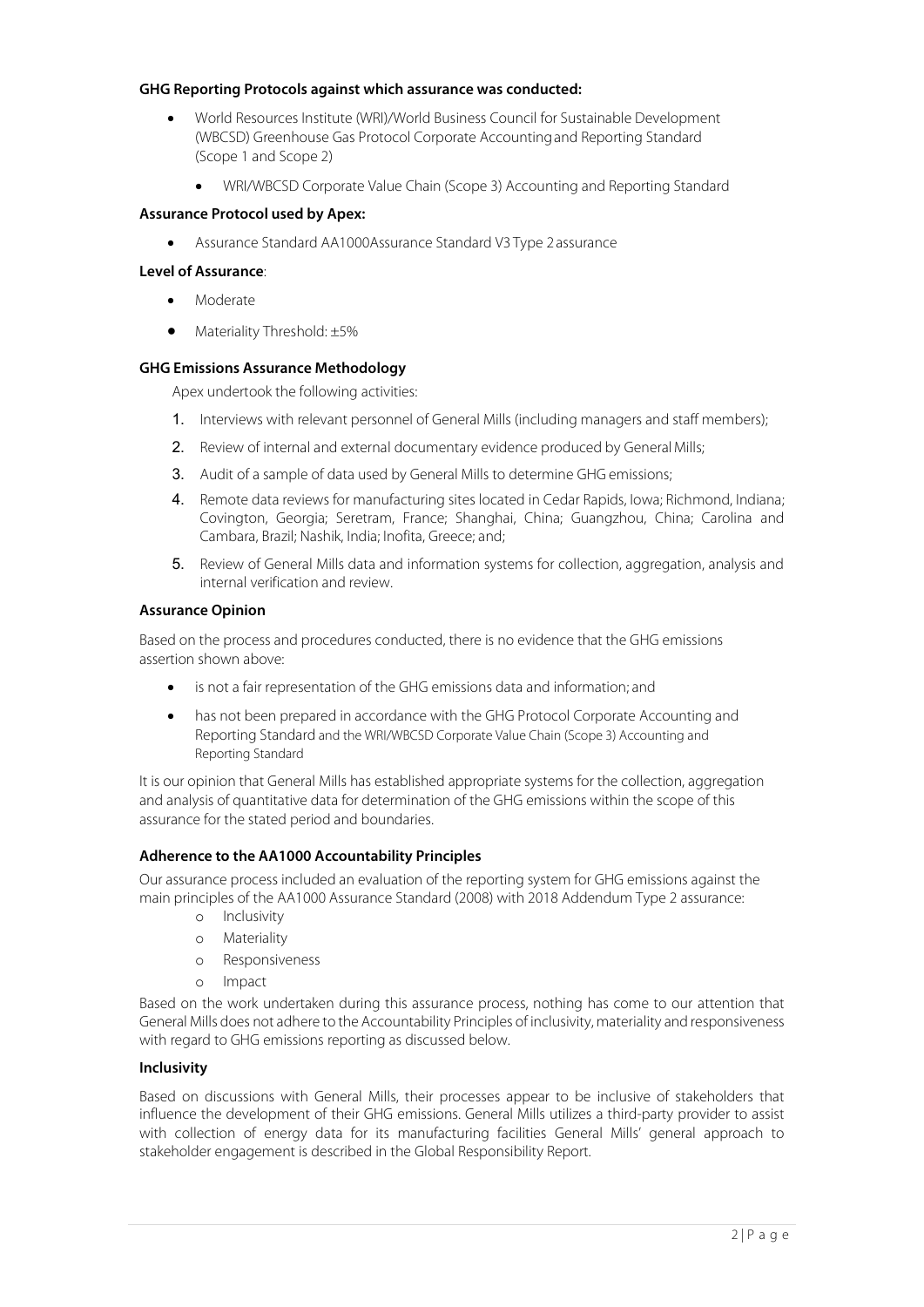**GHG Reporting Protocols against which assurance was conducted:**

- World Resources Institute (WRI)/World Business Council for Sustainable Development (WBCSD) Greenhouse Gas Protocol Corporate Accounting and Reporting Standard (Scope 1 and Scope 2)
  - WRI/WBCSD Corporate Value Chain (Scope 3) Accounting and Reporting Standard

**Assurance Protocol used by Apex:**

- Assurance Standard AA1000Assurance Standard V3 Type 2 assurance

**Level of Assurance**:

- Moderate
- Materiality Threshold: ±5%

**GHG Emissions Assurance Methodology**

Apex undertook the following activities:

1. Interviews with relevant personnel of General Mills (including managers and staff members);
2. Review of internal and external documentary evidence produced by General Mills;
3. Audit of a sample of data used by General Mills to determine GHG emissions;
4. Remote data reviews for manufacturing sites located in Cedar Rapids, Iowa; Richmond, Indiana; Covington, Georgia; Seretram, France; Shanghai, China; Guangzhou, China; Carolina and Cambara, Brazil; Nashik, India; Inofita, Greece; and;
5. Review of General Mills data and information systems for collection, aggregation, analysis and internal verification and review.

**Assurance Opinion**

Based on the process and procedures conducted, there is no evidence that the GHG emissions assertion shown above:

- is not a fair representation of the GHG emissions data and information; and
- has not been prepared in accordance with the GHG Protocol Corporate Accounting and Reporting Standard and the WRI/WBCSD Corporate Value Chain (Scope 3) Accounting and Reporting Standard

It is our opinion that General Mills has established appropriate systems for the collection, aggregation and analysis of quantitative data for determination of the GHG emissions within the scope of this assurance for the stated period and boundaries.

**Adherence to the AA1000 Accountability Principles**

Our assurance process included an evaluation of the reporting system for GHG emissions against the main principles of the AA1000 Assurance Standard (2008) with 2018 Addendum Type 2 assurance:

- Inclusivity
- Materiality
- Responsiveness
- Impact

Based on the work undertaken during this assurance process, nothing has come to our attention that General Mills does not adhere to the Accountability Principles of inclusivity, materiality and responsiveness with regard to GHG emissions reporting as discussed below.

**Inclusivity**

Based on discussions with General Mills, their processes appear to be inclusive of stakeholders that influence the development of their GHG emissions. General Mills utilizes a third-party provider to assist with collection of energy data for its manufacturing facilities General Mills' general approach to stakeholder engagement is described in the Global Responsibility Report.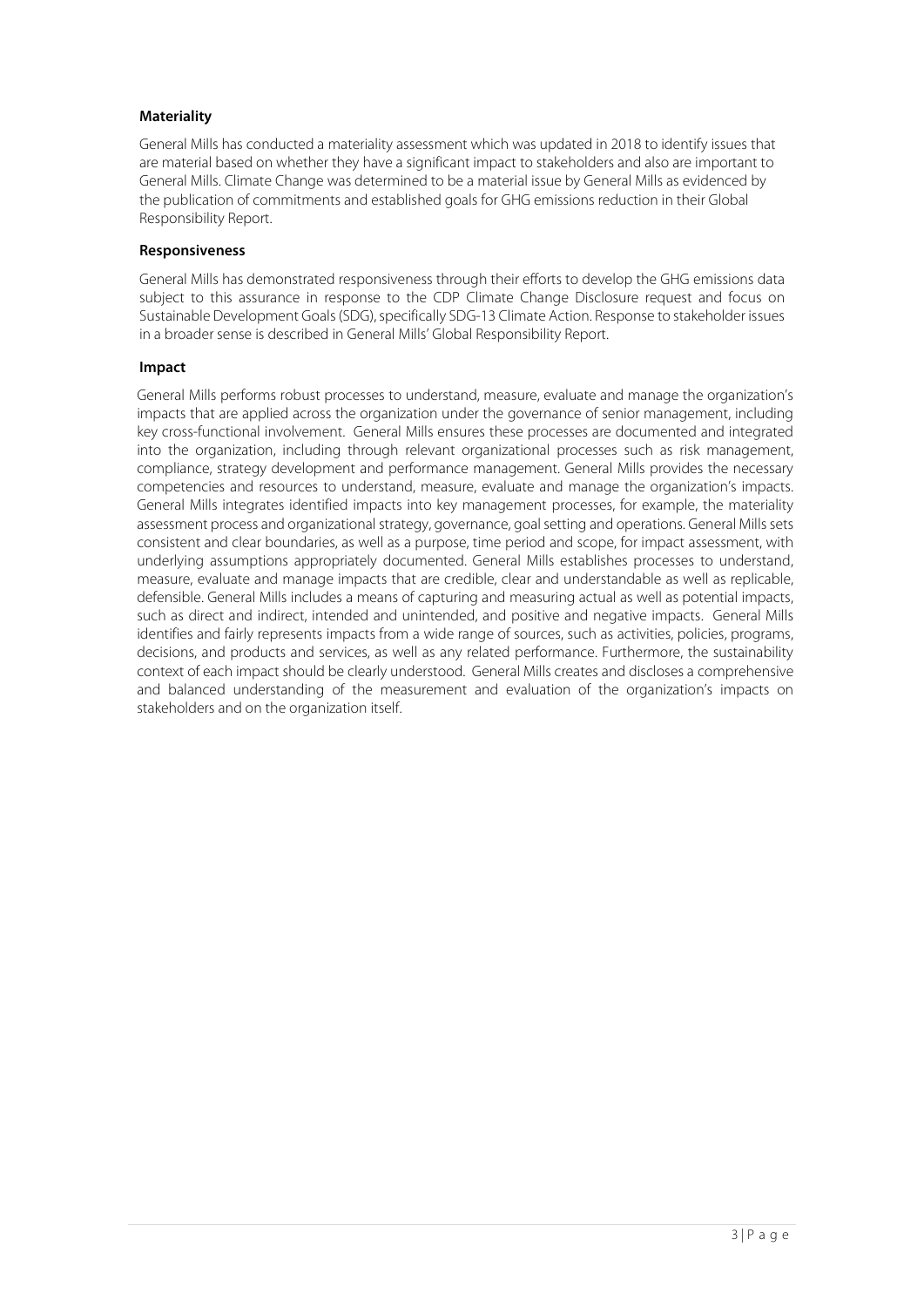### Materiality

General Mills has conducted a materiality assessment which was updated in 2018 to identify issues that are material based on whether they have a significant impact to stakeholders and also are important to General Mills. Climate Change was determined to be a material issue by General Mills as evidenced by the publication of commitments and established goals for GHG emissions reduction in their Global Responsibility Report.

### Responsiveness

General Mills has demonstrated responsiveness through their efforts to develop the GHG emissions data subject to this assurance in response to the CDP Climate Change Disclosure request and focus on Sustainable Development Goals (SDG), specifically SDG-13 Climate Action. Response to stakeholder issues in a broader sense is described in General Mills' Global Responsibility Report.

### Impact

General Mills performs robust processes to understand, measure, evaluate and manage the organization's impacts that are applied across the organization under the governance of senior management, including key cross-functional involvement. General Mills ensures these processes are documented and integrated into the organization, including through relevant organizational processes such as risk management, compliance, strategy development and performance management. General Mills provides the necessary competencies and resources to understand, measure, evaluate and manage the organization's impacts. General Mills integrates identified impacts into key management processes, for example, the materiality assessment process and organizational strategy, governance, goal setting and operations. General Mills sets consistent and clear boundaries, as well as a purpose, time period and scope, for impact assessment, with underlying assumptions appropriately documented. General Mills establishes processes to understand, measure, evaluate and manage impacts that are credible, clear and understandable as well as replicable, defensible. General Mills includes a means of capturing and measuring actual as well as potential impacts, such as direct and indirect, intended and unintended, and positive and negative impacts. General Mills identifies and fairly represents impacts from a wide range of sources, such as activities, policies, programs, decisions, and products and services, as well as any related performance. Furthermore, the sustainability context of each impact should be clearly understood. General Mills creates and discloses a comprehensive and balanced understanding of the measurement and evaluation of the organization's impacts on stakeholders and on the organization itself.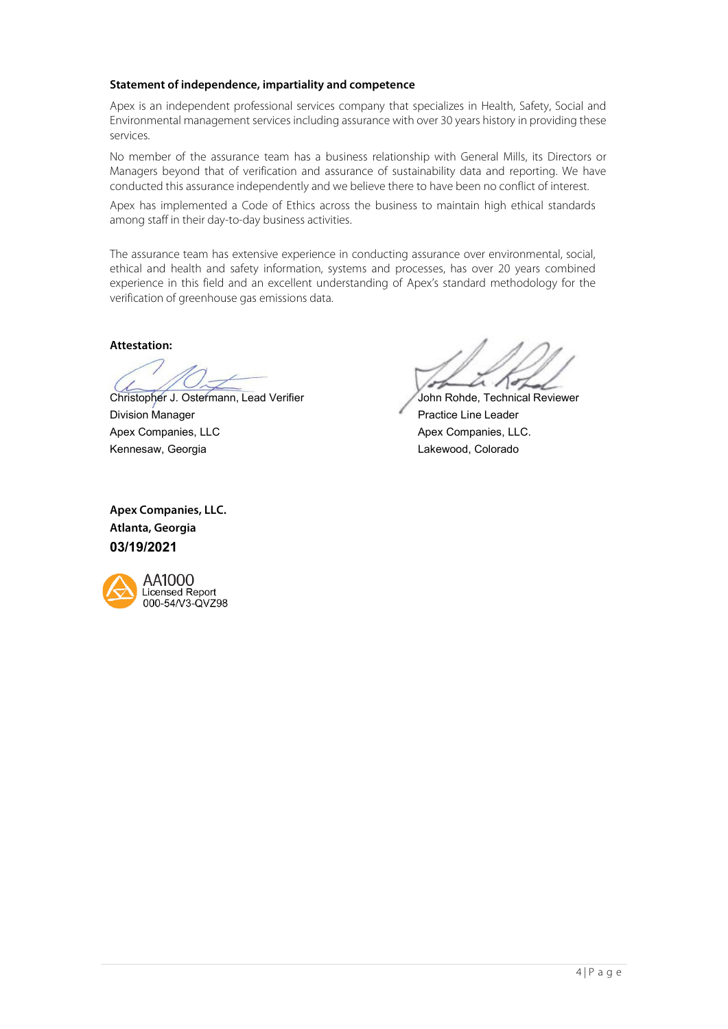**Statement of independence, impartiality and competence**

Apex is an independent professional services company that specializes in Health, Safety, Social and Environmental management services including assurance with over 30 years history in providing these services.

No member of the assurance team has a business relationship with General Mills, its Directors or Managers beyond that of verification and assurance of sustainability data and reporting. We have conducted this assurance independently and we believe there to have been no conflict of interest.

Apex has implemented a Code of Ethics across the business to maintain high ethical standards among staff in their day-to-day business activities.

The assurance team has extensive experience in conducting assurance over environmental, social, ethical and health and safety information, systems and processes, has over 20 years combined experience in this field and an excellent understanding of Apex's standard methodology for the verification of greenhouse gas emissions data.

**Attestation:**

Christopher J. Ostermann, Lead Verifier
Division Manager
Apex Companies, LLC
Kennesaw, Georgia

John Rohde, Technical Reviewer
Practice Line Leader
Apex Companies, LLC.
Lakewood, Colorado

**Apex Companies, LLC.**
**Atlanta, Georgia**
**03/19/2021**

AA1000
Licensed Report
000-54/V3-QVZ98